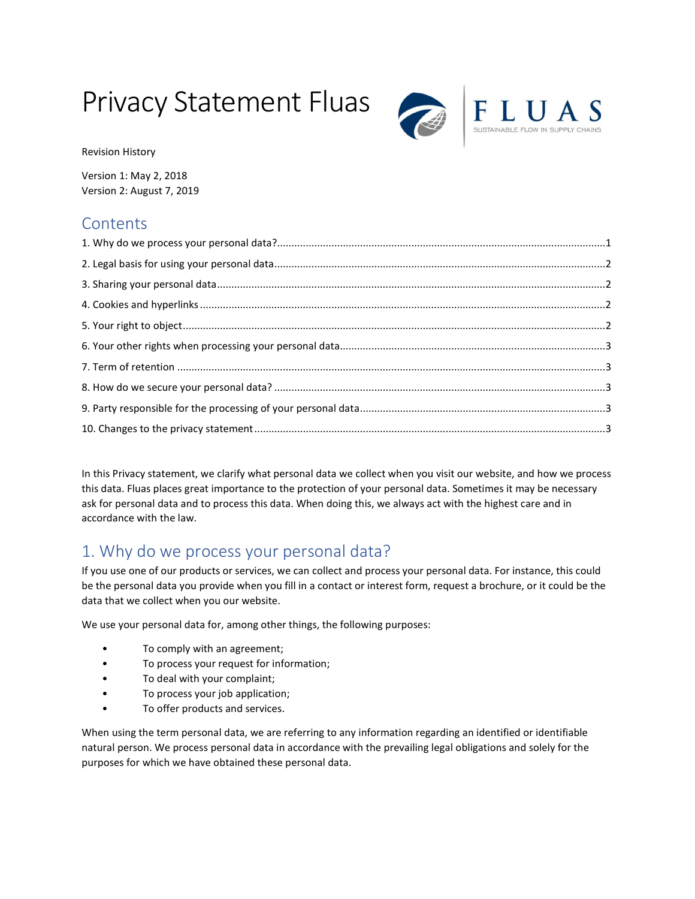# Privacy Statement Fluas

Revision History

Version 1: May 2, 2018
Version 2: August 7, 2019

## Contents

1. Why do we process your personal data?....1
2. Legal basis for using your personal data....2
3. Sharing your personal data....2
4. Cookies and hyperlinks....2
5. Your right to object....2
6. Your other rights when processing your personal data....3
7. Term of retention....3
8. How do we secure your personal data?....3
9. Party responsible for the processing of your personal data....3
10. Changes to the privacy statement....3

In this Privacy statement, we clarify what personal data we collect when you visit our website, and how we process this data. Fluas places great importance to the protection of your personal data. Sometimes it may be necessary ask for personal data and to process this data. When doing this, we always act with the highest care and in accordance with the law.

## 1. Why do we process your personal data?

If you use one of our products or services, we can collect and process your personal data. For instance, this could be the personal data you provide when you fill in a contact or interest form, request a brochure, or it could be the data that we collect when you our website.

We use your personal data for, among other things, the following purposes:

- To comply with an agreement;
- To process your request for information;
- To deal with your complaint;
- To process your job application;
- To offer products and services.

When using the term personal data, we are referring to any information regarding an identified or identifiable natural person. We process personal data in accordance with the prevailing legal obligations and solely for the purposes for which we have obtained these personal data.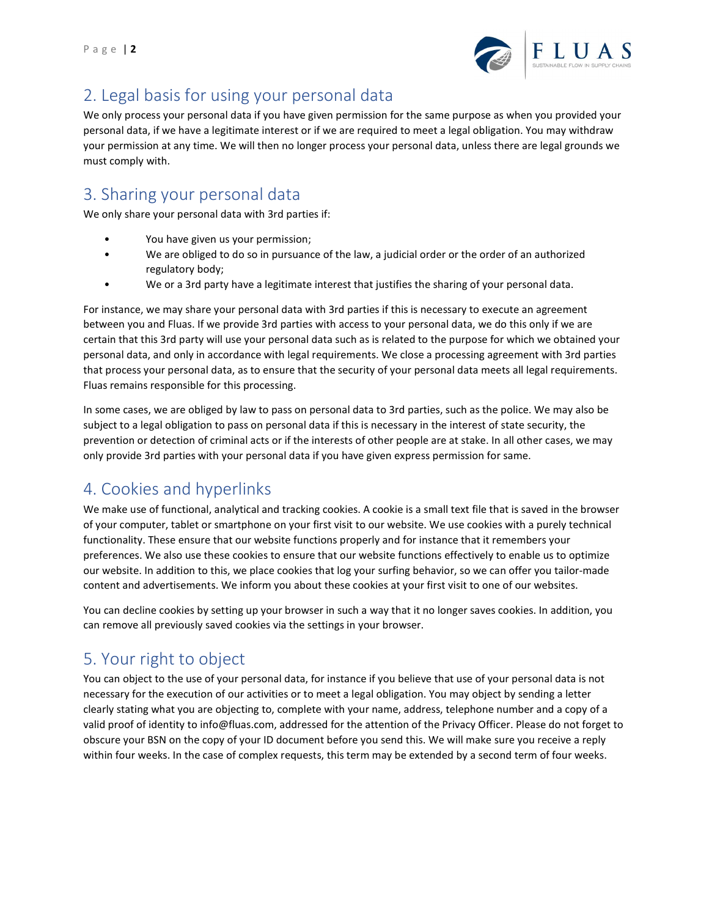## 2. Legal basis for using your personal data

We only process your personal data if you have given permission for the same purpose as when you provided your personal data, if we have a legitimate interest or if we are required to meet a legal obligation. You may withdraw your permission at any time. We will then no longer process your personal data, unless there are legal grounds we must comply with.

## 3. Sharing your personal data

We only share your personal data with 3rd parties if:

- You have given us your permission;
- We are obliged to do so in pursuance of the law, a judicial order or the order of an authorized regulatory body;
- We or a 3rd party have a legitimate interest that justifies the sharing of your personal data.

For instance, we may share your personal data with 3rd parties if this is necessary to execute an agreement between you and Fluas. If we provide 3rd parties with access to your personal data, we do this only if we are certain that this 3rd party will use your personal data such as is related to the purpose for which we obtained your personal data, and only in accordance with legal requirements. We close a processing agreement with 3rd parties that process your personal data, as to ensure that the security of your personal data meets all legal requirements. Fluas remains responsible for this processing.

In some cases, we are obliged by law to pass on personal data to 3rd parties, such as the police. We may also be subject to a legal obligation to pass on personal data if this is necessary in the interest of state security, the prevention or detection of criminal acts or if the interests of other people are at stake. In all other cases, we may only provide 3rd parties with your personal data if you have given express permission for same.

## 4. Cookies and hyperlinks

We make use of functional, analytical and tracking cookies. A cookie is a small text file that is saved in the browser of your computer, tablet or smartphone on your first visit to our website. We use cookies with a purely technical functionality. These ensure that our website functions properly and for instance that it remembers your preferences. We also use these cookies to ensure that our website functions effectively to enable us to optimize our website. In addition to this, we place cookies that log your surfing behavior, so we can offer you tailor-made content and advertisements. We inform you about these cookies at your first visit to one of our websites.

You can decline cookies by setting up your browser in such a way that it no longer saves cookies. In addition, you can remove all previously saved cookies via the settings in your browser.

## 5. Your right to object

You can object to the use of your personal data, for instance if you believe that use of your personal data is not necessary for the execution of our activities or to meet a legal obligation. You may object by sending a letter clearly stating what you are objecting to, complete with your name, address, telephone number and a copy of a valid proof of identity to info@fluas.com, addressed for the attention of the Privacy Officer. Please do not forget to obscure your BSN on the copy of your ID document before you send this. We will make sure you receive a reply within four weeks. In the case of complex requests, this term may be extended by a second term of four weeks.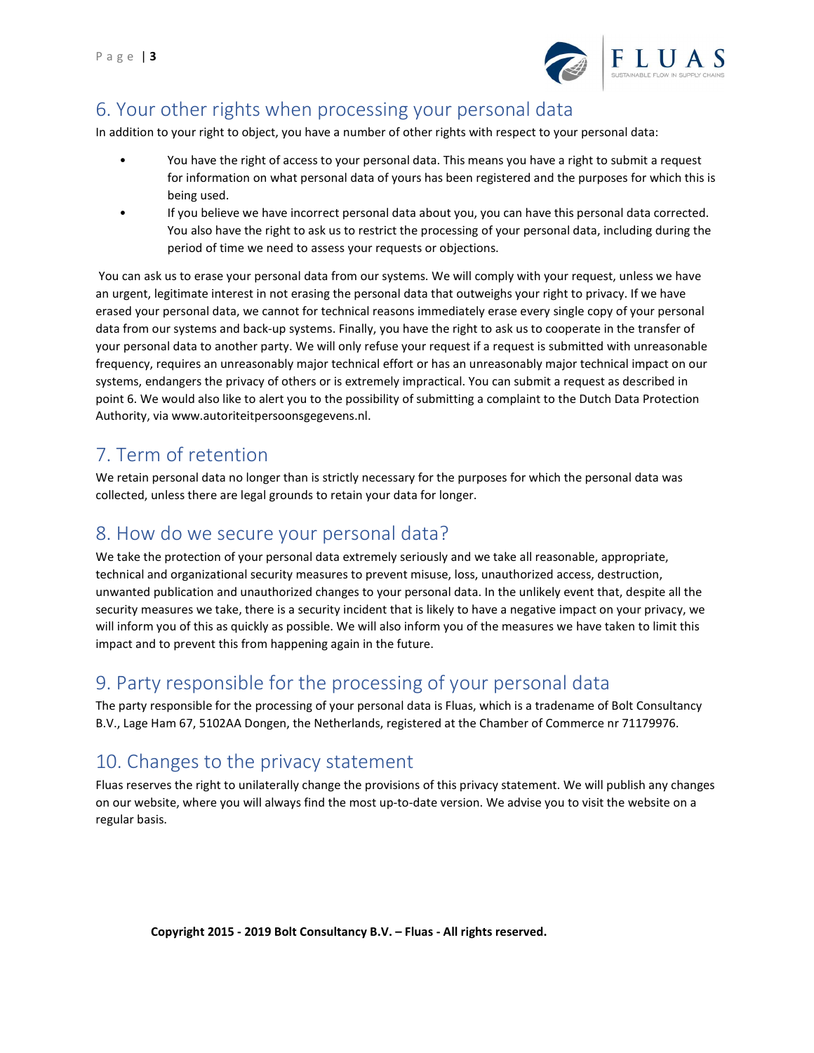## 6. Your other rights when processing your personal data

In addition to your right to object, you have a number of other rights with respect to your personal data:

- You have the right of access to your personal data. This means you have a right to submit a request for information on what personal data of yours has been registered and the purposes for which this is being used.
- If you believe we have incorrect personal data about you, you can have this personal data corrected. You also have the right to ask us to restrict the processing of your personal data, including during the period of time we need to assess your requests or objections.

You can ask us to erase your personal data from our systems. We will comply with your request, unless we have an urgent, legitimate interest in not erasing the personal data that outweighs your right to privacy. If we have erased your personal data, we cannot for technical reasons immediately erase every single copy of your personal data from our systems and back-up systems. Finally, you have the right to ask us to cooperate in the transfer of your personal data to another party. We will only refuse your request if a request is submitted with unreasonable frequency, requires an unreasonably major technical effort or has an unreasonably major technical impact on our systems, endangers the privacy of others or is extremely impractical. You can submit a request as described in point 6. We would also like to alert you to the possibility of submitting a complaint to the Dutch Data Protection Authority, via www.autoriteitpersoonsgegevens.nl.

## 7. Term of retention

We retain personal data no longer than is strictly necessary for the purposes for which the personal data was collected, unless there are legal grounds to retain your data for longer.

## 8. How do we secure your personal data?

We take the protection of your personal data extremely seriously and we take all reasonable, appropriate, technical and organizational security measures to prevent misuse, loss, unauthorized access, destruction, unwanted publication and unauthorized changes to your personal data. In the unlikely event that, despite all the security measures we take, there is a security incident that is likely to have a negative impact on your privacy, we will inform you of this as quickly as possible. We will also inform you of the measures we have taken to limit this impact and to prevent this from happening again in the future.

## 9. Party responsible for the processing of your personal data

The party responsible for the processing of your personal data is Fluas, which is a tradename of Bolt Consultancy B.V., Lage Ham 67, 5102AA Dongen, the Netherlands, registered at the Chamber of Commerce nr 71179976.

## 10. Changes to the privacy statement

Fluas reserves the right to unilaterally change the provisions of this privacy statement. We will publish any changes on our website, where you will always find the most up-to-date version. We advise you to visit the website on a regular basis.

**Copyright 2015 - 2019 Bolt Consultancy B.V. – Fluas - All rights reserved.**